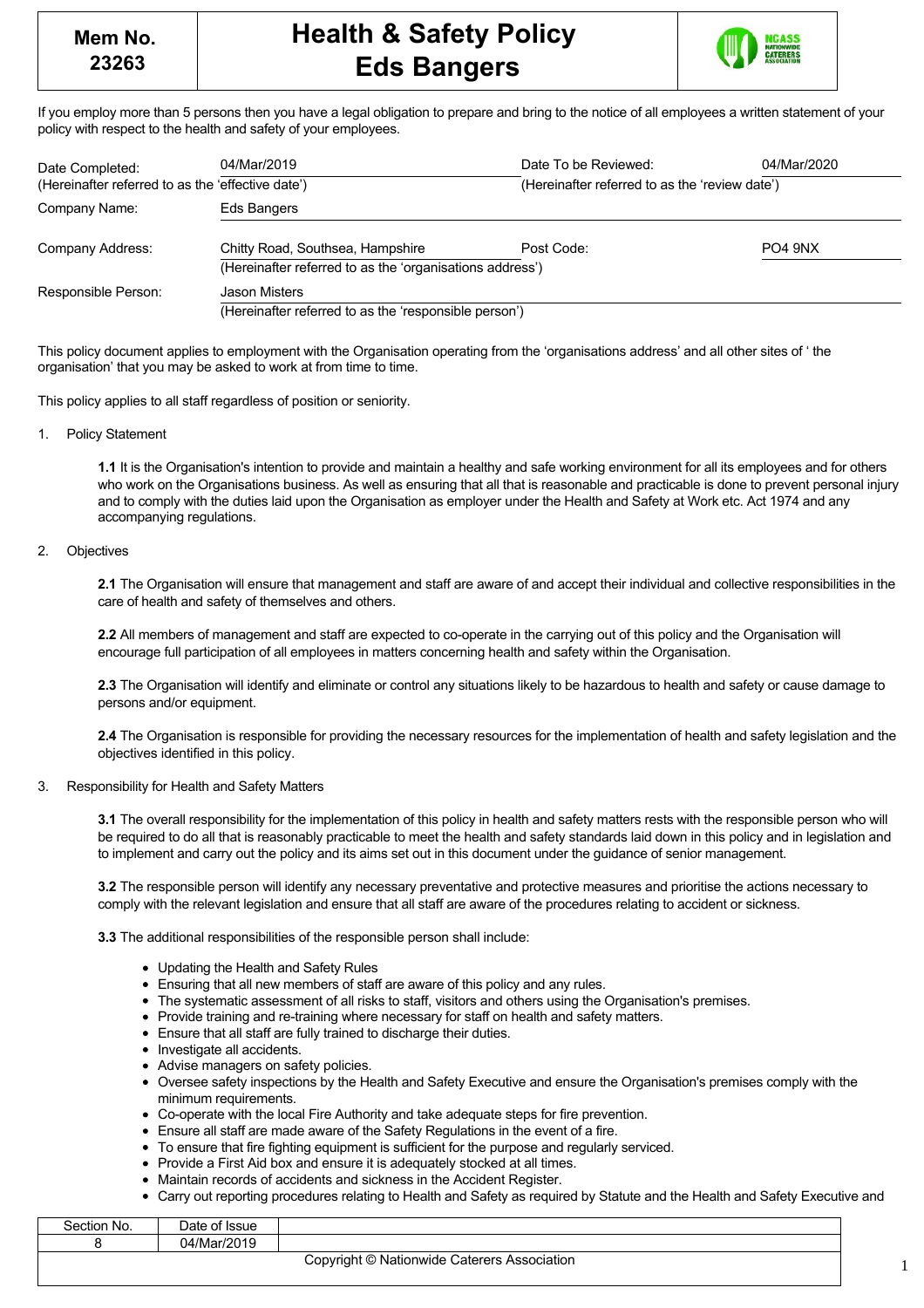| Mem No. 23263 | Health & Safety Policy Eds Bangers |
|---|---|

If you employ more than 5 persons then you have a legal obligation to prepare and bring to the notice of all employees a written statement of your policy with respect to the health and safety of your employees.

| | | | |
|---|---|---|---|
| Date Completed: (Hereinafter referred to as the 'effective date') | 04/Mar/2019 | Date To be Reviewed: (Hereinafter referred to as the 'review date') | 04/Mar/2020 |
| Company Name: | Eds Bangers | | |
| Company Address: | Chitty Road, Southsea, Hampshire (Hereinafter referred to as the 'organisations address') | Post Code: | PO4 9NX |
| Responsible Person: | Jason Misters (Hereinafter referred to as the 'responsible person') | | |

This policy document applies to employment with the Organisation operating from the 'organisations address' and all other sites of ' the organisation' that you may be asked to work at from time to time.

This policy applies to all staff regardless of position or seniority.

1. Policy Statement

**1.1** It is the Organisation's intention to provide and maintain a healthy and safe working environment for all its employees and for others who work on the Organisations business. As well as ensuring that all that is reasonable and practicable is done to prevent personal injury and to comply with the duties laid upon the Organisation as employer under the Health and Safety at Work etc. Act 1974 and any accompanying regulations.

2. Objectives

**2.1** The Organisation will ensure that management and staff are aware of and accept their individual and collective responsibilities in the care of health and safety of themselves and others.

**2.2** All members of management and staff are expected to co-operate in the carrying out of this policy and the Organisation will encourage full participation of all employees in matters concerning health and safety within the Organisation.

**2.3** The Organisation will identify and eliminate or control any situations likely to be hazardous to health and safety or cause damage to persons and/or equipment.

**2.4** The Organisation is responsible for providing the necessary resources for the implementation of health and safety legislation and the objectives identified in this policy.

3. Responsibility for Health and Safety Matters

**3.1** The overall responsibility for the implementation of this policy in health and safety matters rests with the responsible person who will be required to do all that is reasonably practicable to meet the health and safety standards laid down in this policy and in legislation and to implement and carry out the policy and its aims set out in this document under the guidance of senior management.

**3.2** The responsible person will identify any necessary preventative and protective measures and prioritise the actions necessary to comply with the relevant legislation and ensure that all staff are aware of the procedures relating to accident or sickness.

**3.3** The additional responsibilities of the responsible person shall include:

- Updating the Health and Safety Rules
- Ensuring that all new members of staff are aware of this policy and any rules.
- The systematic assessment of all risks to staff, visitors and others using the Organisation's premises.
- Provide training and re-training where necessary for staff on health and safety matters.
- Ensure that all staff are fully trained to discharge their duties.
- Investigate all accidents.
- Advise managers on safety policies.
- Oversee safety inspections by the Health and Safety Executive and ensure the Organisation's premises comply with the minimum requirements.
- Co-operate with the local Fire Authority and take adequate steps for fire prevention.
- Ensure all staff are made aware of the Safety Regulations in the event of a fire.
- To ensure that fire fighting equipment is sufficient for the purpose and regularly serviced.
- Provide a First Aid box and ensure it is adequately stocked at all times.
- Maintain records of accidents and sickness in the Accident Register.
- Carry out reporting procedures relating to Health and Safety as required by Statute and the Health and Safety Executive and

| Section No. | Date of Issue |
|---|---|
| 8 | 04/Mar/2019 |

Copyright © Nationwide Caterers Association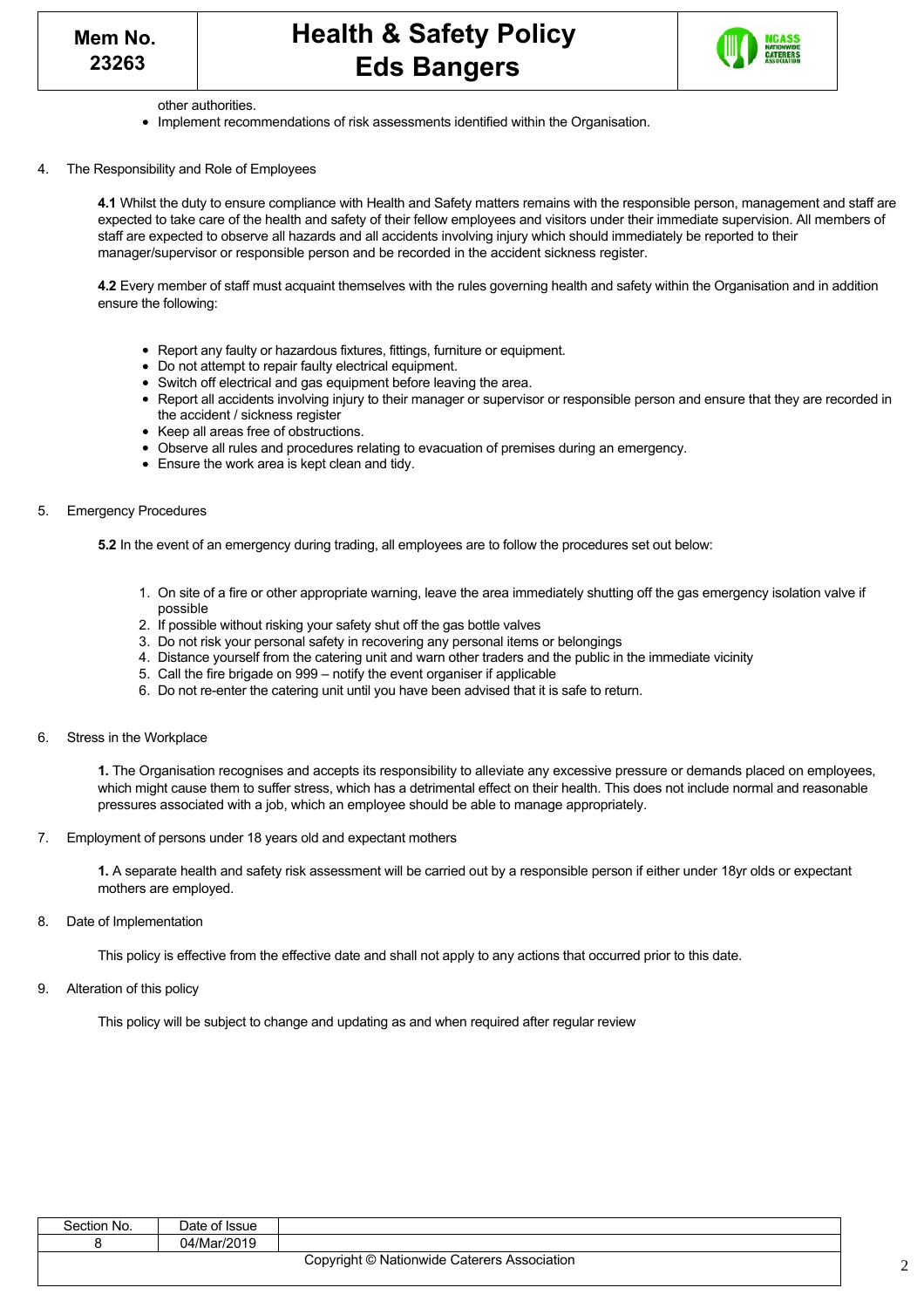other authorities.

- Implement recommendations of risk assessments identified within the Organisation.

4. The Responsibility and Role of Employees

**4.1** Whilst the duty to ensure compliance with Health and Safety matters remains with the responsible person, management and staff are expected to take care of the health and safety of their fellow employees and visitors under their immediate supervision. All members of staff are expected to observe all hazards and all accidents involving injury which should immediately be reported to their manager/supervisor or responsible person and be recorded in the accident sickness register.

**4.2** Every member of staff must acquaint themselves with the rules governing health and safety within the Organisation and in addition ensure the following:

- Report any faulty or hazardous fixtures, fittings, furniture or equipment.
- Do not attempt to repair faulty electrical equipment.
- Switch off electrical and gas equipment before leaving the area.
- Report all accidents involving injury to their manager or supervisor or responsible person and ensure that they are recorded in the accident / sickness register
- Keep all areas free of obstructions.
- Observe all rules and procedures relating to evacuation of premises during an emergency.
- Ensure the work area is kept clean and tidy.

5. Emergency Procedures

**5.2** In the event of an emergency during trading, all employees are to follow the procedures set out below:

1. On site of a fire or other appropriate warning, leave the area immediately shutting off the gas emergency isolation valve if possible
2. If possible without risking your safety shut off the gas bottle valves
3. Do not risk your personal safety in recovering any personal items or belongings
4. Distance yourself from the catering unit and warn other traders and the public in the immediate vicinity
5. Call the fire brigade on 999 – notify the event organiser if applicable
6. Do not re-enter the catering unit until you have been advised that it is safe to return.

6. Stress in the Workplace

**1.** The Organisation recognises and accepts its responsibility to alleviate any excessive pressure or demands placed on employees, which might cause them to suffer stress, which has a detrimental effect on their health. This does not include normal and reasonable pressures associated with a job, which an employee should be able to manage appropriately.

7. Employment of persons under 18 years old and expectant mothers

**1.** A separate health and safety risk assessment will be carried out by a responsible person if either under 18yr olds or expectant mothers are employed.

8. Date of Implementation

This policy is effective from the effective date and shall not apply to any actions that occurred prior to this date.

9. Alteration of this policy

This policy will be subject to change and updating as and when required after regular review